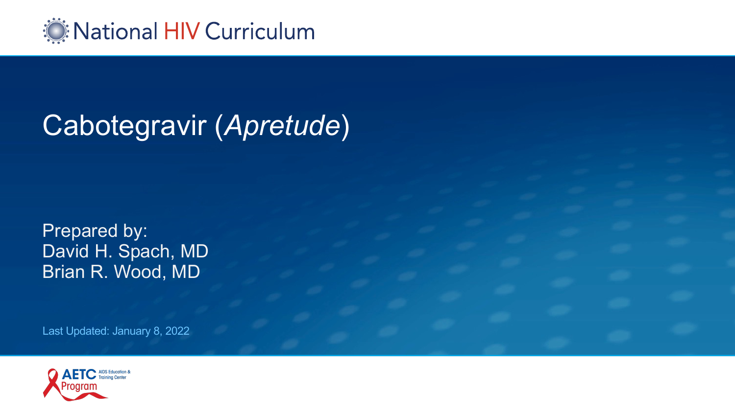National HIV Curriculum

# Cabotegravir (*Apretude*)

Prepared by:
David H. Spach, MD
Brian R. Wood, MD

Last Updated: January 8, 2022

AETC AIDS Education & Training Center Program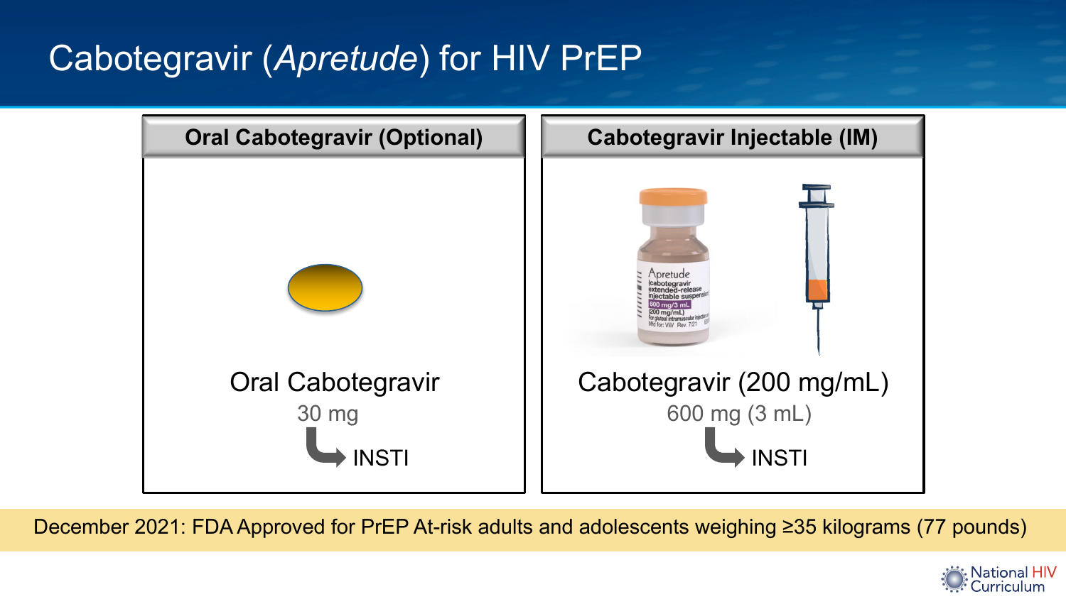# Cabotegravir (*Apretude*) for HIV PrEP

| Oral Cabotegravir (Optional) | Cabotegravir Injectable (IM) |
| --- | --- |
| Oral Cabotegravir | Cabotegravir (200 mg/mL) |
| 30 mg | 600 mg (3 mL) |
| INSTI | INSTI |

December 2021: FDA Approved for PrEP At-risk adults and adolescents weighing ≥35 kilograms (77 pounds)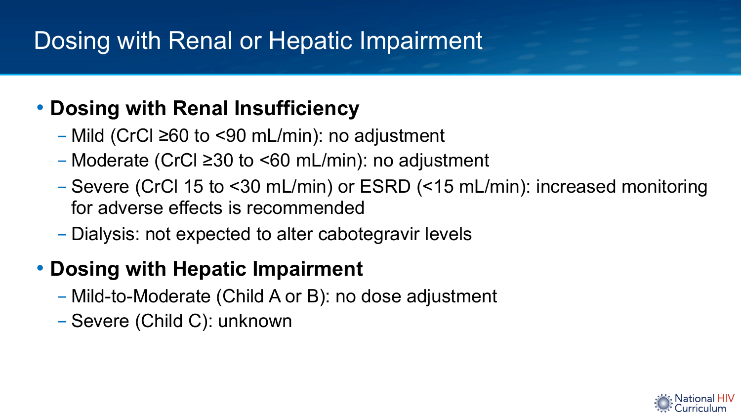# Dosing with Renal or Hepatic Impairment

- **Dosing with Renal Insufficiency**
  - Mild (CrCl ≥60 to <90 mL/min): no adjustment
  - Moderate (CrCl ≥30 to <60 mL/min): no adjustment
  - Severe (CrCl 15 to <30 mL/min) or ESRD (<15 mL/min): increased monitoring for adverse effects is recommended
  - Dialysis: not expected to alter cabotegravir levels
- **Dosing with Hepatic Impairment**
  - Mild-to-Moderate (Child A or B): no dose adjustment
  - Severe (Child C): unknown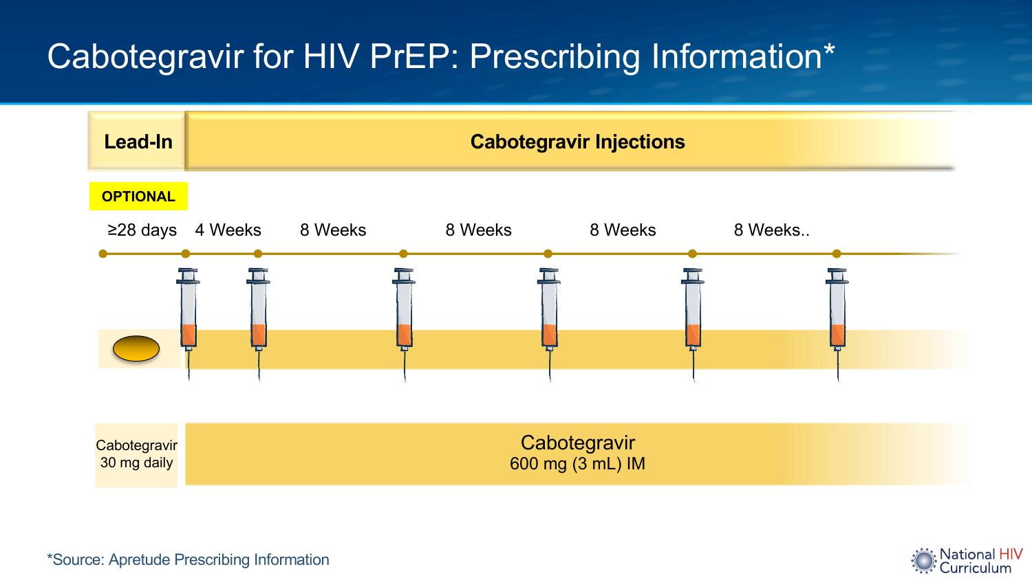# Cabotegravir for HIV PrEP: Prescribing Information*

| Lead-In | Cabotegravir Injections | | | | |
|---|---|---|---|---|---|
| OPTIONAL | | | | | |
| ≥28 days | 4 Weeks | 8 Weeks | 8 Weeks | 8 Weeks | 8 Weeks.. |
| Cabotegravir 30 mg daily | Cabotegravir 600 mg (3 mL) IM | | | | |

*Source: Apretude Prescribing Information

National HIV Curriculum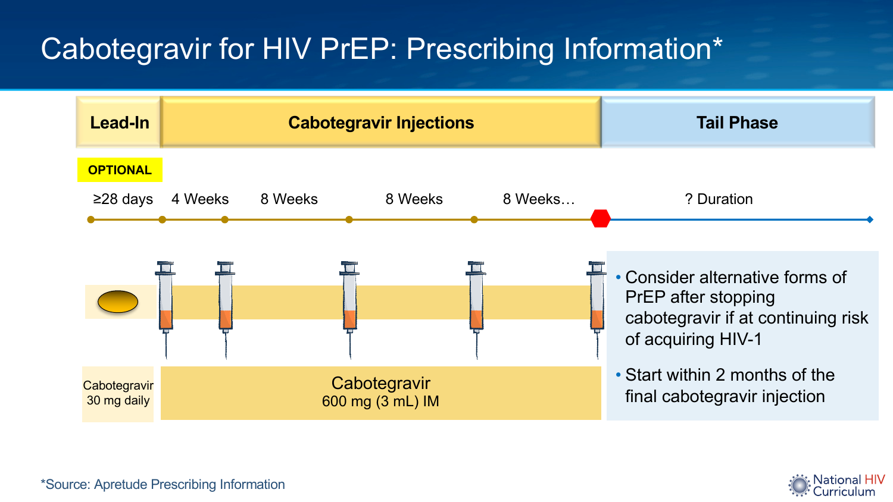# Cabotegravir for HIV PrEP: Prescribing Information*

Lead-In

Cabotegravir Injections

Tail Phase

OPTIONAL

≥28 days

4 Weeks

8 Weeks

8 Weeks

8 Weeks…

? Duration

Cabotegravir 30 mg daily

Cabotegravir 600 mg (3 mL) IM

- Consider alternative forms of PrEP after stopping cabotegravir if at continuing risk of acquiring HIV-1
- Start within 2 months of the final cabotegravir injection

*Source: Apretude Prescribing Information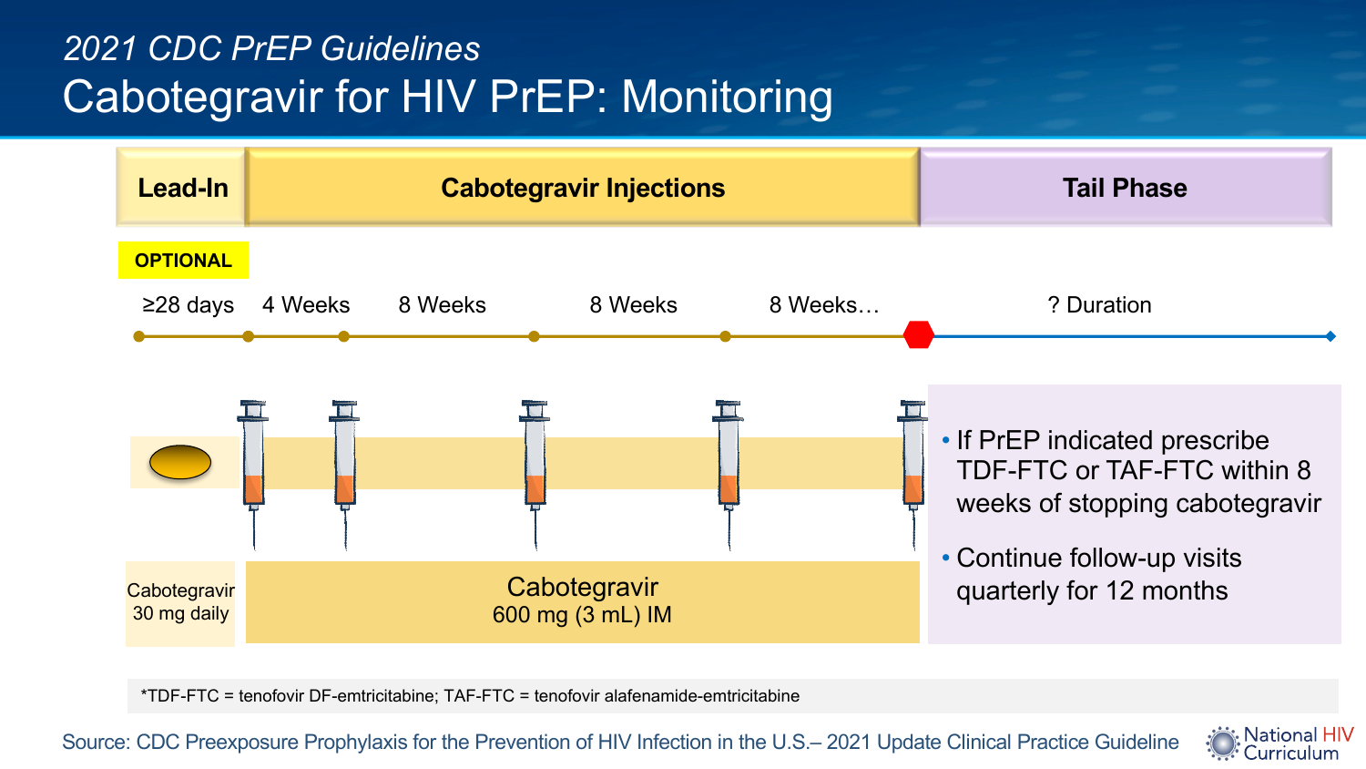*2021 CDC PrEP Guidelines*

# Cabotegravir for HIV PrEP: Monitoring

Lead-In

Cabotegravir Injections

Tail Phase

OPTIONAL

≥28 days

4 Weeks

8 Weeks

8 Weeks

8 Weeks…

? Duration

Cabotegravir 30 mg daily

Cabotegravir 600 mg (3 mL) IM

- If PrEP indicated prescribe TDF-FTC or TAF-FTC within 8 weeks of stopping cabotegravir
- Continue follow-up visits quarterly for 12 months

*TDF-FTC = tenofovir DF-emtricitabine; TAF-FTC = tenofovir alafenamide-emtricitabine

Source: CDC Preexposure Prophylaxis for the Prevention of HIV Infection in the U.S.– 2021 Update Clinical Practice Guideline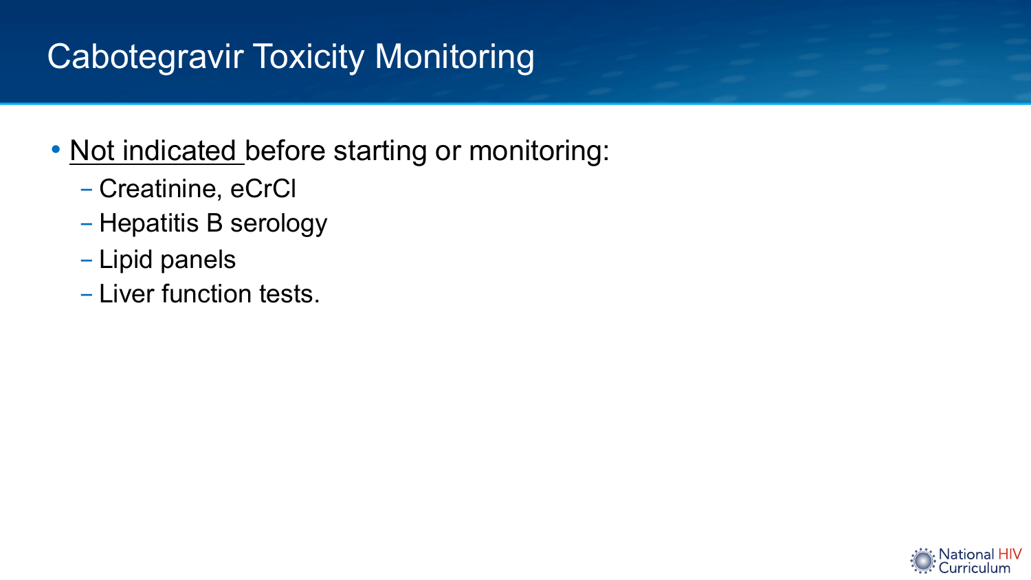# Cabotegravir Toxicity Monitoring

- Not indicated before starting or monitoring:
  - Creatinine, eCrCl
  - Hepatitis B serology
  - Lipid panels
  - Liver function tests.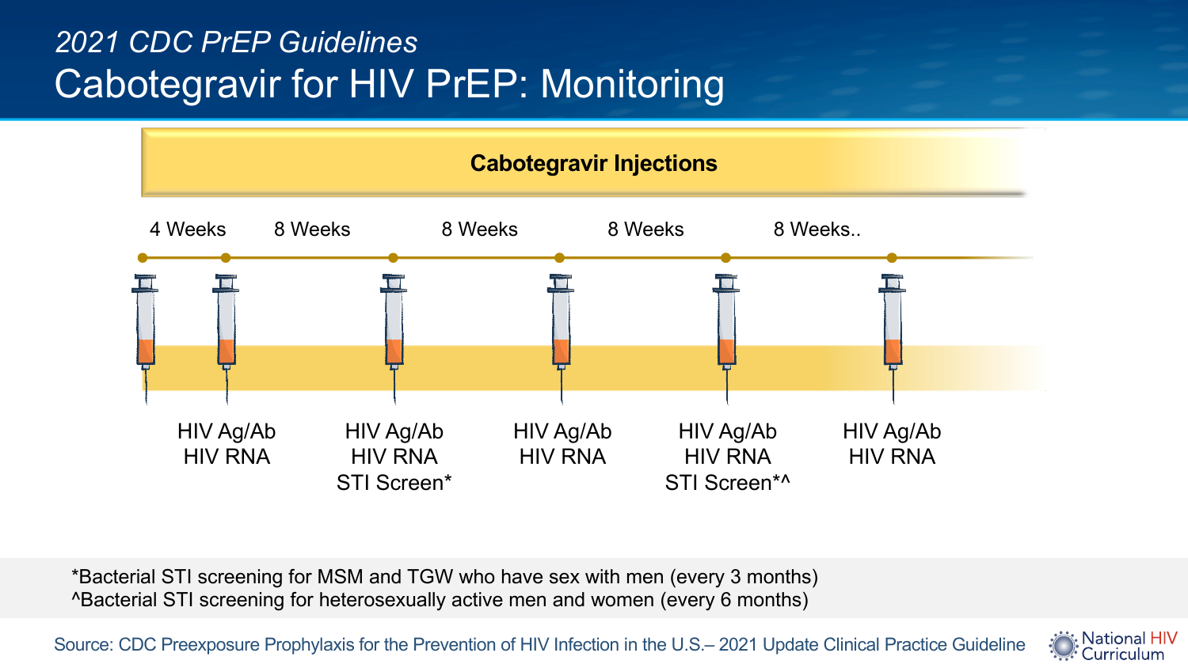*2021 CDC PrEP Guidelines*

# Cabotegravir for HIV PrEP: Monitoring

**Cabotegravir Injections**

| 4 Weeks | 8 Weeks | 8 Weeks | 8 Weeks | 8 Weeks.. |
|---|---|---|---|---|

| Injection 1 | Injection 2 | Injection 3 | Injection 4 | Injection 5 | Injection 6 |
|---|---|---|---|---|---|
| | HIV Ag/Ab<br>HIV RNA | HIV Ag/Ab<br>HIV RNA<br>STI Screen* | HIV Ag/Ab<br>HIV RNA | HIV Ag/Ab<br>HIV RNA<br>STI Screen*^ | HIV Ag/Ab<br>HIV RNA |

*Bacterial STI screening for MSM and TGW who have sex with men (every 3 months)
^Bacterial STI screening for heterosexually active men and women (every 6 months)

Source: CDC Preexposure Prophylaxis for the Prevention of HIV Infection in the U.S.– 2021 Update Clinical Practice Guideline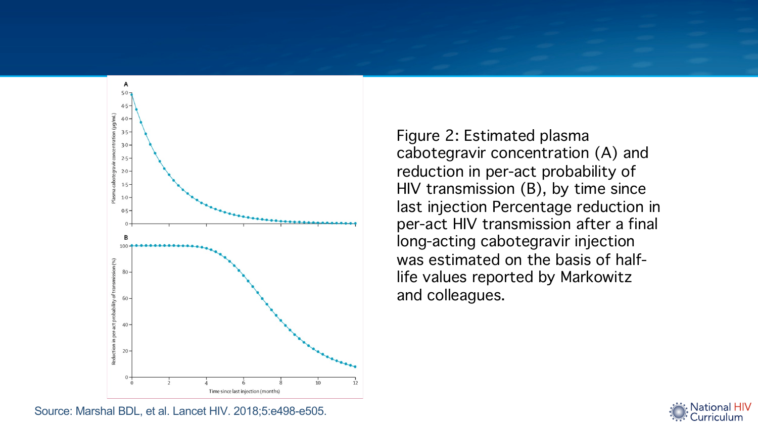A

5·0
4·5
4·0
3·5
3·0
2·5
2·0
1·5
1·0
0·5
0

Plasma cabotegravir concentration (μg/mL)

B

100
80
60
40
20
0

Reduction in per-act probability of transmission (%)

0
2
4
6
8
10
12

Time since last injection (months)

Figure 2: Estimated plasma cabotegravir concentration (A) and reduction in per-act probability of HIV transmission (B), by time since last injection Percentage reduction in per-act HIV transmission after a final long-acting cabotegravir injection was estimated on the basis of half-life values reported by Markowitz and colleagues.

Source: Marshal BDL, et al. Lancet HIV. 2018;5:e498-e505.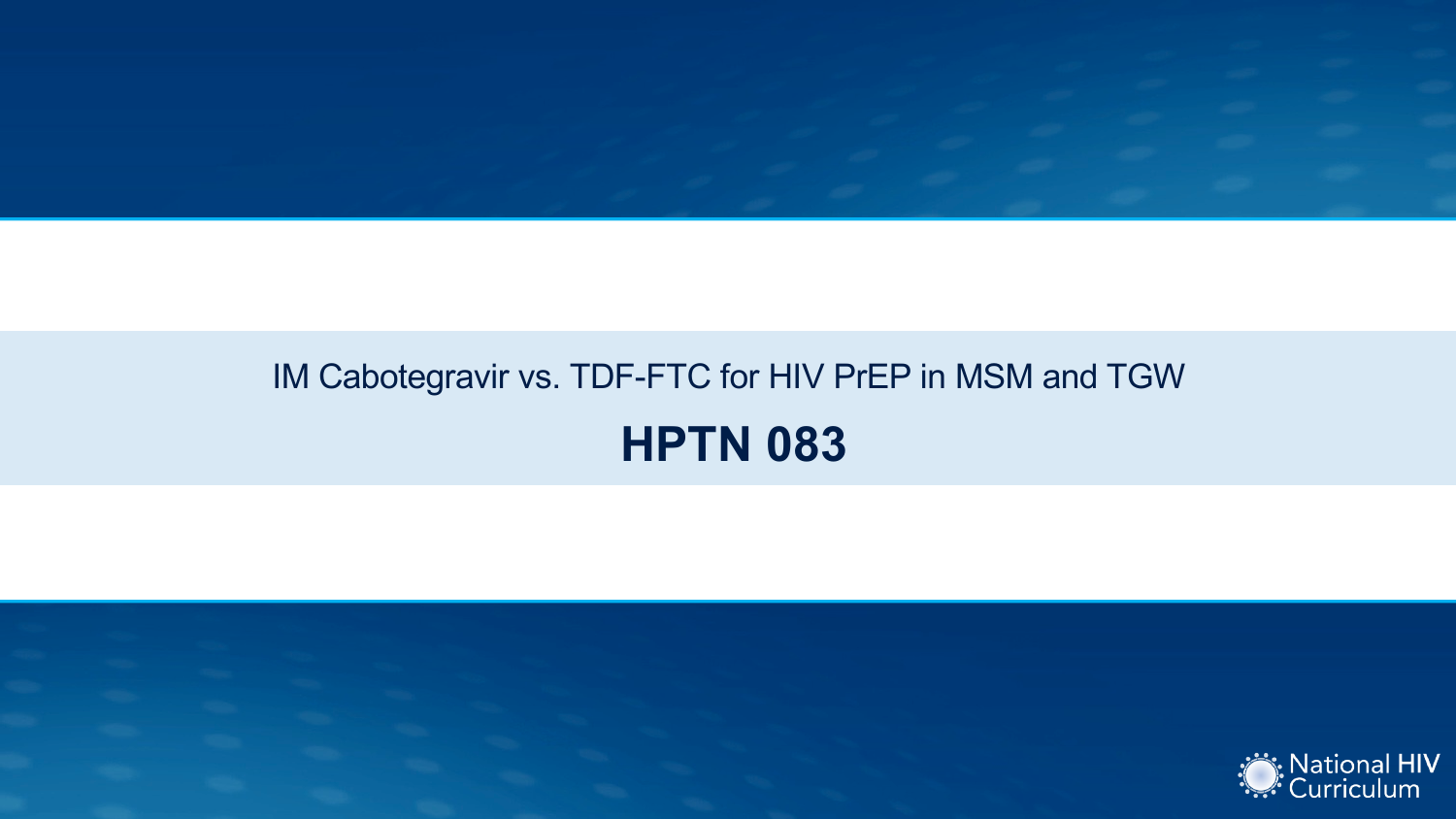IM Cabotegravir vs. TDF-FTC for HIV PrEP in MSM and TGW

# HPTN 083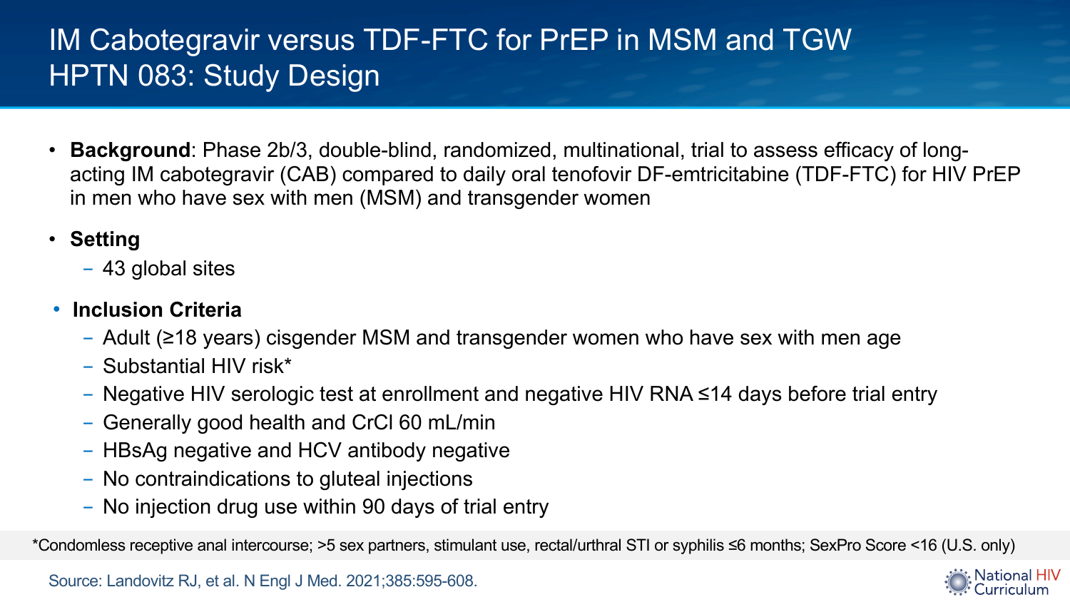# IM Cabotegravir versus TDF-FTC for PrEP in MSM and TGW
## HPTN 083: Study Design

- **Background**: Phase 2b/3, double-blind, randomized, multinational, trial to assess efficacy of long-acting IM cabotegravir (CAB) compared to daily oral tenofovir DF-emtricitabine (TDF-FTC) for HIV PrEP in men who have sex with men (MSM) and transgender women
- **Setting**
  - 43 global sites
- **Inclusion Criteria**
  - Adult (≥18 years) cisgender MSM and transgender women who have sex with men age
  - Substantial HIV risk*
  - Negative HIV serologic test at enrollment and negative HIV RNA ≤14 days before trial entry
  - Generally good health and CrCl 60 mL/min
  - HBsAg negative and HCV antibody negative
  - No contraindications to gluteal injections
  - No injection drug use within 90 days of trial entry

*Condomless receptive anal intercourse; >5 sex partners, stimulant use, rectal/urthral STI or syphilis ≤6 months; SexPro Score <16 (U.S. only)

Source: Landovitz RJ, et al. N Engl J Med. 2021;385:595-608.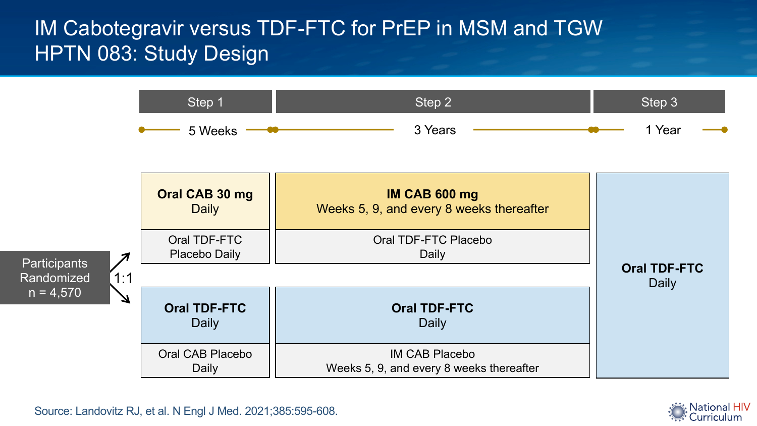# IM Cabotegravir versus TDF-FTC for PrEP in MSM and TGW
## HPTN 083: Study Design

Step 1 — 5 Weeks

Step 2 — 3 Years

Step 3 — 1 Year

Participants Randomized
n = 4,570

1:1

**Oral CAB 30 mg**
Daily

Oral TDF-FTC
Placebo Daily

**IM CAB 600 mg**
Weeks 5, 9, and every 8 weeks thereafter

Oral TDF-FTC Placebo
Daily

**Oral TDF-FTC**
Daily

Oral CAB Placebo
Daily

**Oral TDF-FTC**
Daily

IM CAB Placebo
Weeks 5, 9, and every 8 weeks thereafter

**Oral TDF-FTC**
Daily

Source: Landovitz RJ, et al. N Engl J Med. 2021;385:595-608.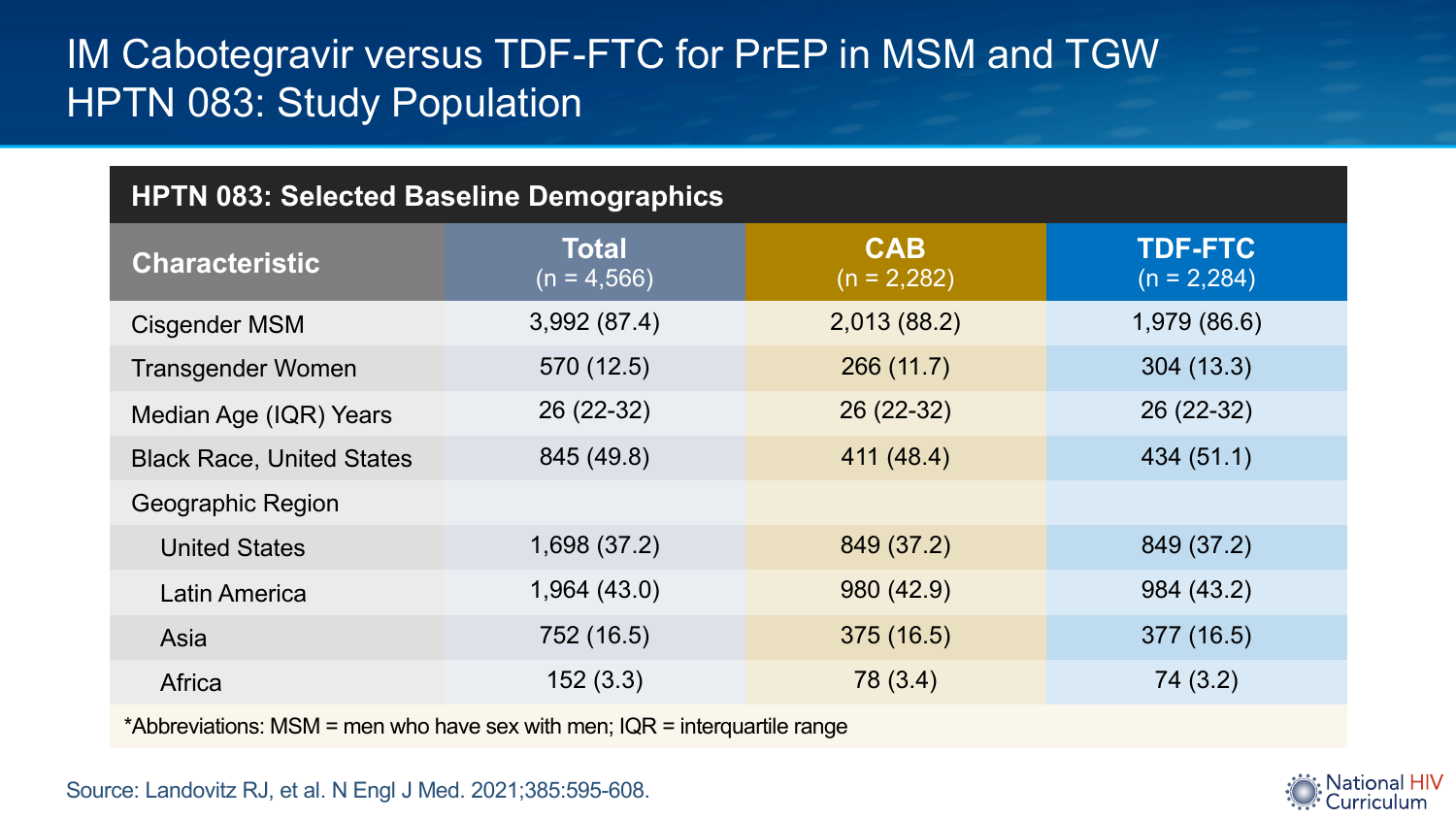# IM Cabotegravir versus TDF-FTC for PrEP in MSM and TGW
## HPTN 083: Study Population

**HPTN 083: Selected Baseline Demographics**

| Characteristic | Total (n = 4,566) | CAB (n = 2,282) | TDF-FTC (n = 2,284) |
|---|---|---|---|
| Cisgender MSM | 3,992 (87.4) | 2,013 (88.2) | 1,979 (86.6) |
| Transgender Women | 570 (12.5) | 266 (11.7) | 304 (13.3) |
| Median Age (IQR) Years | 26 (22-32) | 26 (22-32) | 26 (22-32) |
| Black Race, United States | 845 (49.8) | 411 (48.4) | 434 (51.1) |
| Geographic Region | | | |
| United States | 1,698 (37.2) | 849 (37.2) | 849 (37.2) |
| Latin America | 1,964 (43.0) | 980 (42.9) | 984 (43.2) |
| Asia | 752 (16.5) | 375 (16.5) | 377 (16.5) |
| Africa | 152 (3.3) | 78 (3.4) | 74 (3.2) |

*Abbreviations: MSM = men who have sex with men; IQR = interquartile range

Source: Landovitz RJ, et al. N Engl J Med. 2021;385:595-608.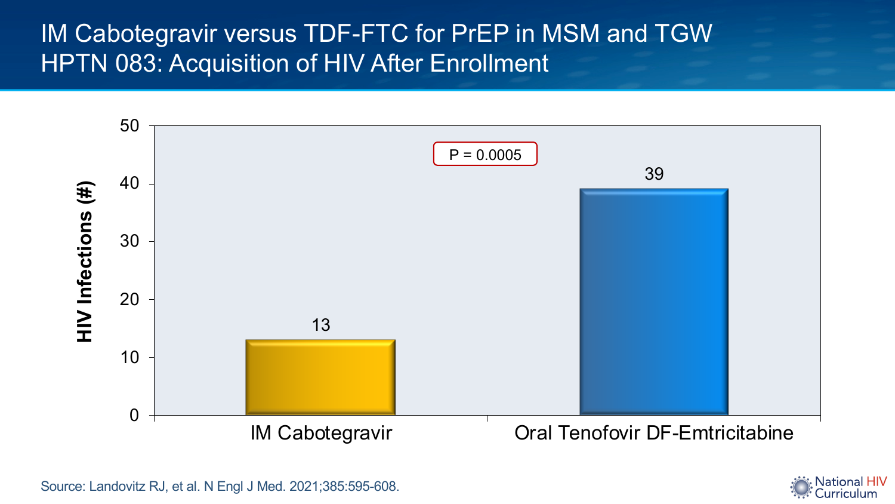# IM Cabotegravir versus TDF-FTC for PrEP in MSM and TGW
## HPTN 083: Acquisition of HIV After Enrollment

HIV Infections (#)

50
40
30
20
10
0

P = 0.0005

13

39

IM Cabotegravir

Oral Tenofovir DF-Emtricitabine

Source: Landovitz RJ, et al. N Engl J Med. 2021;385:595-608.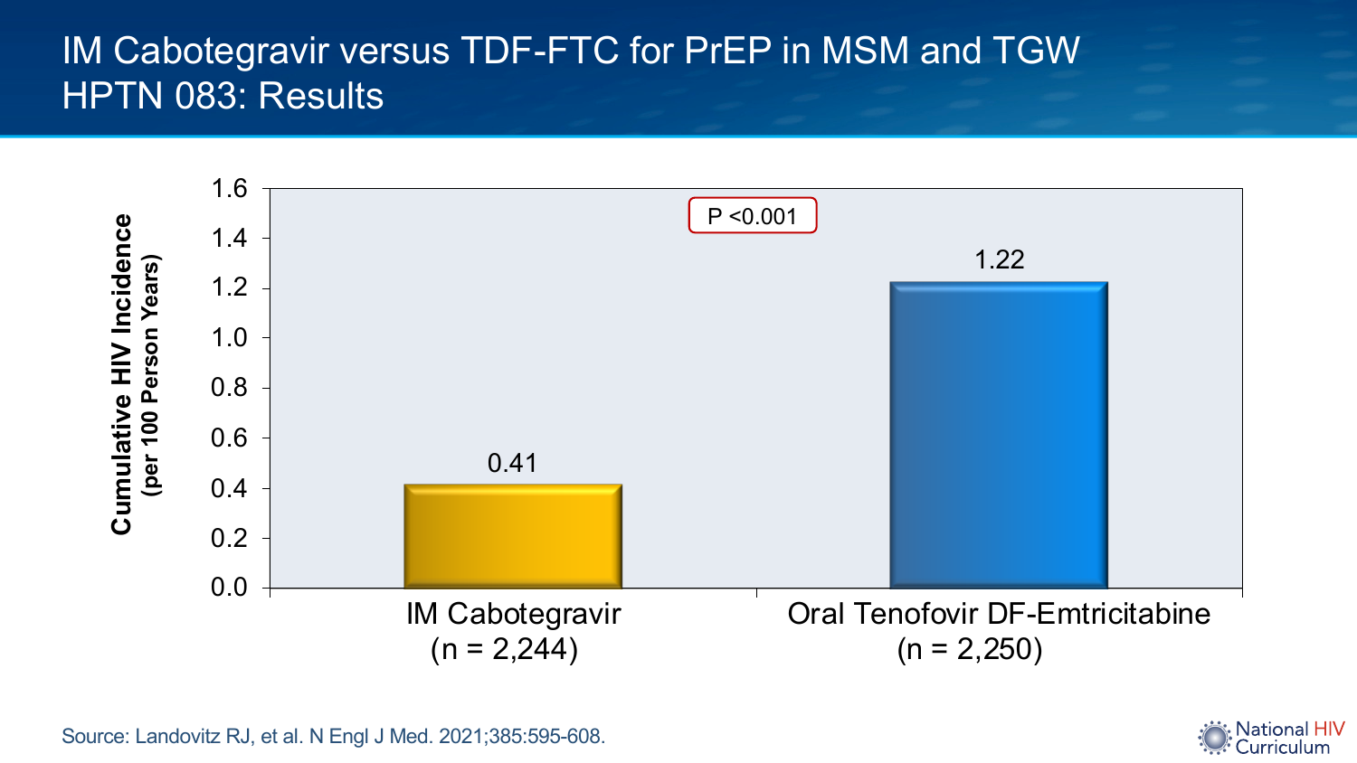# IM Cabotegravir versus TDF-FTC for PrEP in MSM and TGW
## HPTN 083: Results

Cumulative HIV Incidence (per 100 Person Years)

1.6
1.4
1.2
1.0
0.8
0.6
0.4
0.2
0.0

P <0.001

0.41

1.22

IM Cabotegravir (n = 2,244)

Oral Tenofovir DF-Emtricitabine (n = 2,250)

Source: Landovitz RJ, et al. N Engl J Med. 2021;385:595-608.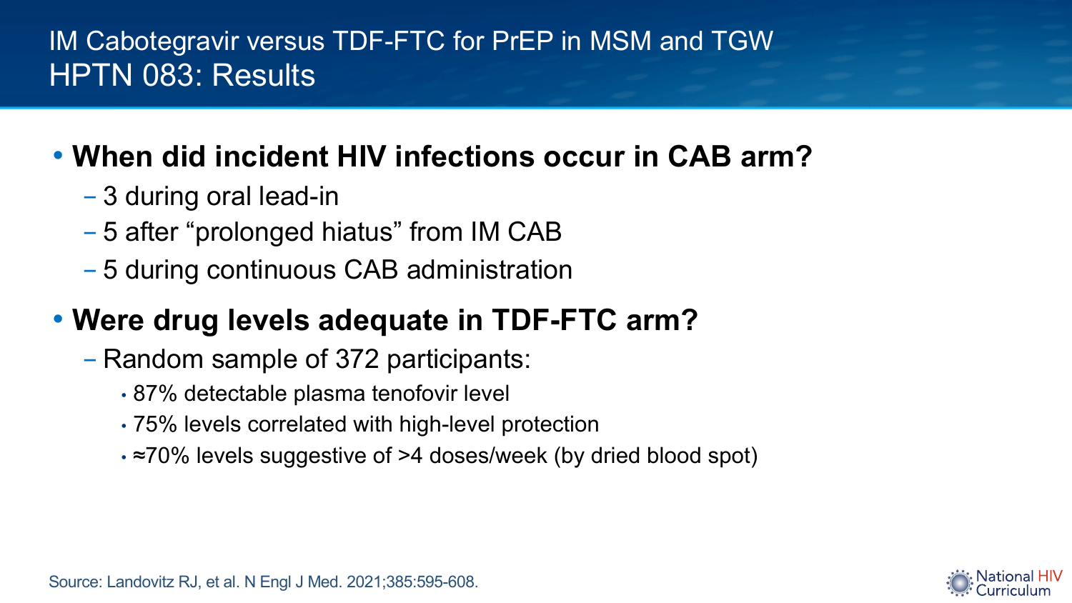# IM Cabotegravir versus TDF-FTC for PrEP in MSM and TGW
## HPTN 083: Results

- **When did incident HIV infections occur in CAB arm?**
  - 3 during oral lead-in
  - 5 after “prolonged hiatus” from IM CAB
  - 5 during continuous CAB administration
- **Were drug levels adequate in TDF-FTC arm?**
  - Random sample of 372 participants:
    - 87% detectable plasma tenofovir level
    - 75% levels correlated with high-level protection
    - ≈70% levels suggestive of >4 doses/week (by dried blood spot)

Source: Landovitz RJ, et al. N Engl J Med. 2021;385:595-608.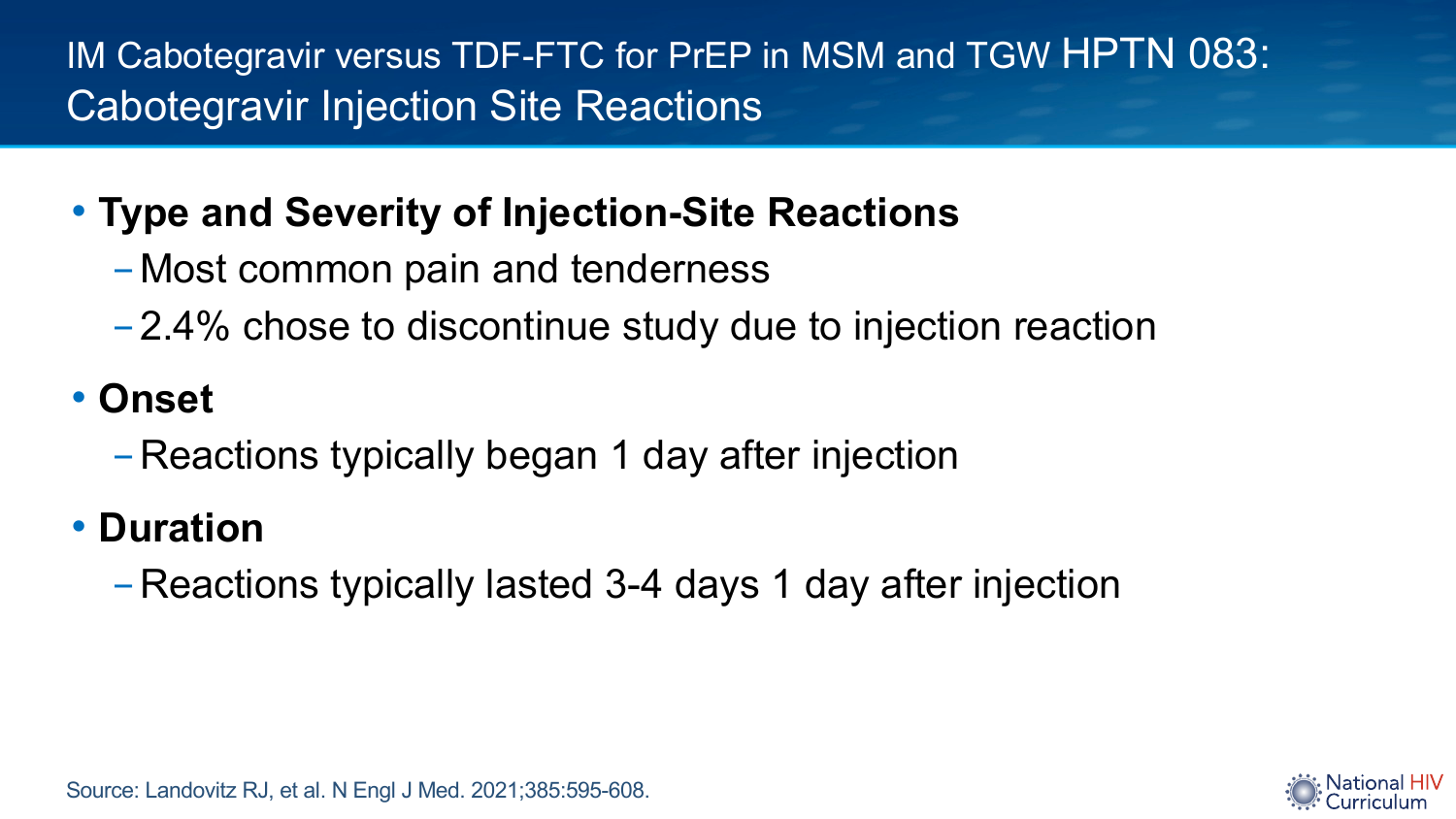# IM Cabotegravir versus TDF-FTC for PrEP in MSM and TGW HPTN 083: Cabotegravir Injection Site Reactions

- **Type and Severity of Injection-Site Reactions**
  - Most common pain and tenderness
  - 2.4% chose to discontinue study due to injection reaction
- **Onset**
  - Reactions typically began 1 day after injection
- **Duration**
  - Reactions typically lasted 3-4 days 1 day after injection

Source: Landovitz RJ, et al. N Engl J Med. 2021;385:595-608.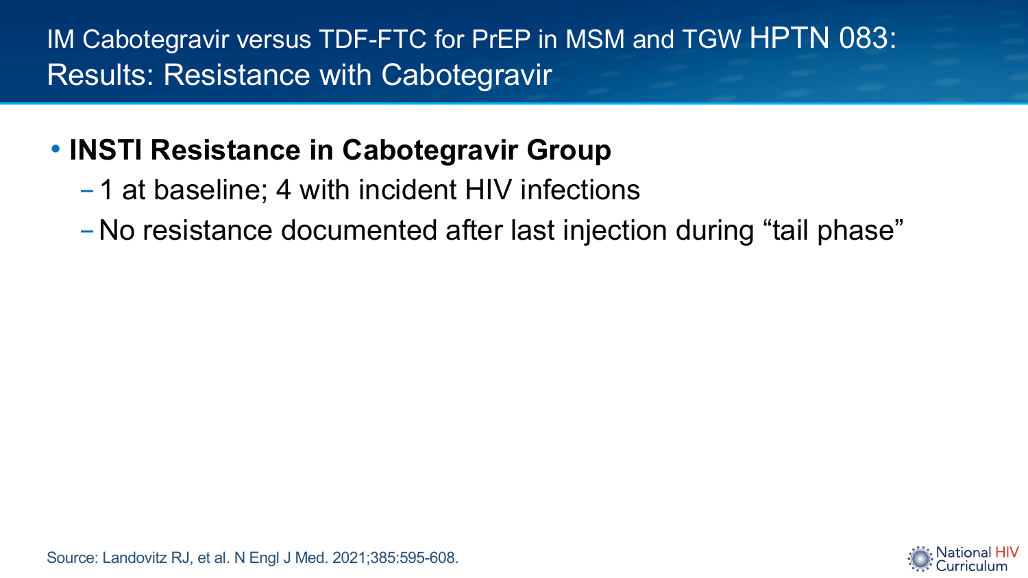# IM Cabotegravir versus TDF-FTC for PrEP in MSM and TGW HPTN 083: Results: Resistance with Cabotegravir

- **INSTI Resistance in Cabotegravir Group**
  - 1 at baseline; 4 with incident HIV infections
  - No resistance documented after last injection during “tail phase”

Source: Landovitz RJ, et al. N Engl J Med. 2021;385:595-608.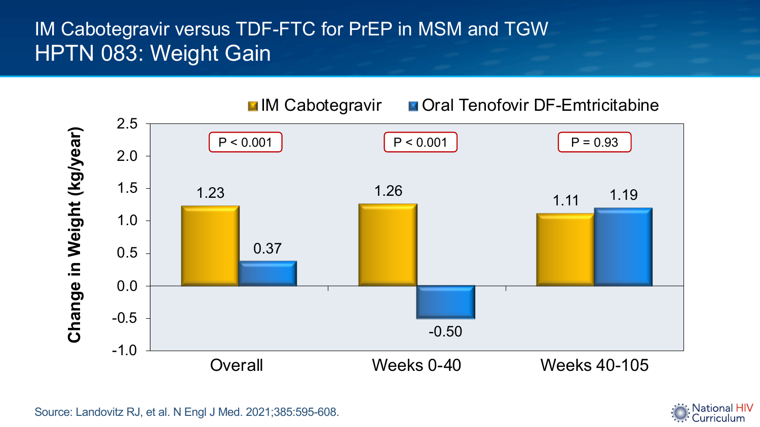# IM Cabotegravir versus TDF-FTC for PrEP in MSM and TGW
## HPTN 083: Weight Gain

IM Cabotegravir
Oral Tenofovir DF-Emtricitabine

Change in Weight (kg/year)

2.5
2.0
1.5
1.0
0.5
0.0
-0.5
-1.0

Overall
P < 0.001
1.23
0.37

Weeks 0-40
P < 0.001
1.26
-0.50

Weeks 40-105
P = 0.93
1.11
1.19

Source: Landovitz RJ, et al. N Engl J Med. 2021;385:595-608.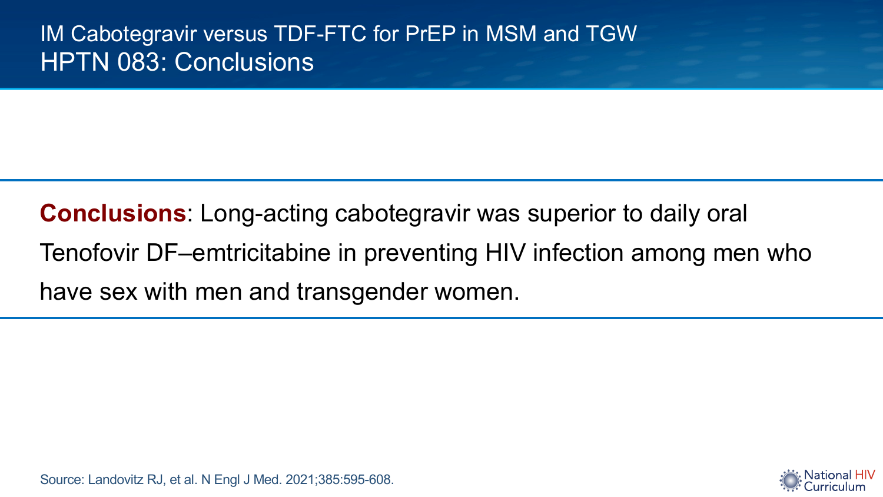# IM Cabotegravir versus TDF-FTC for PrEP in MSM and TGW
## HPTN 083: Conclusions

**Conclusions**: Long-acting cabotegravir was superior to daily oral Tenofovir DF–emtricitabine in preventing HIV infection among men who have sex with men and transgender women.

Source: Landovitz RJ, et al. N Engl J Med. 2021;385:595-608.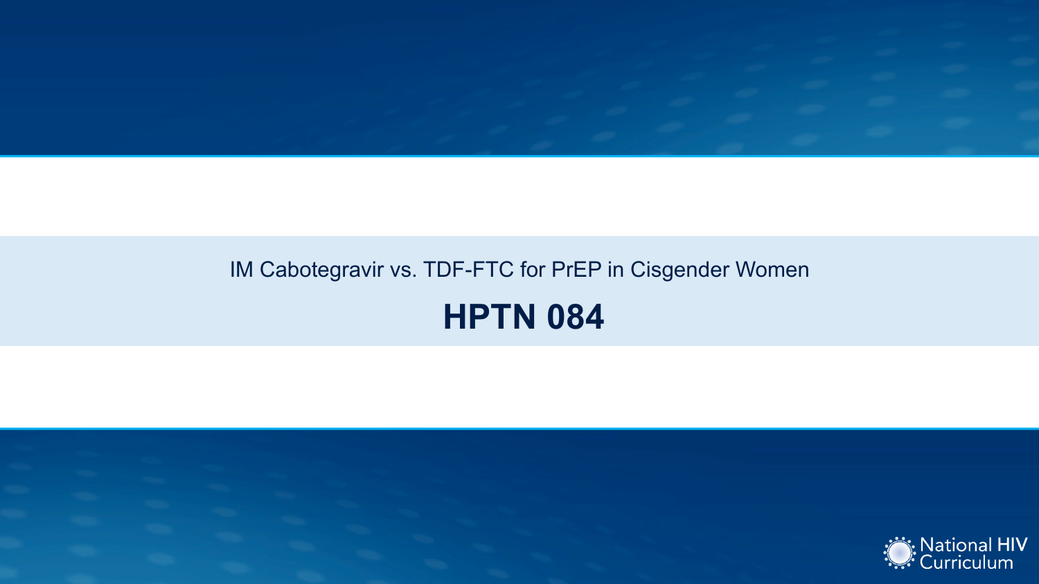IM Cabotegravir vs. TDF-FTC for PrEP in Cisgender Women

# HPTN 084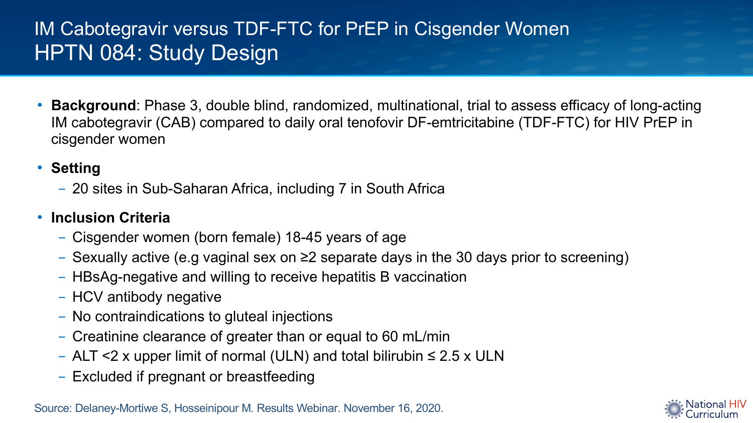# IM Cabotegravir versus TDF-FTC for PrEP in Cisgender Women
## HPTN 084: Study Design

- **Background**: Phase 3, double blind, randomized, multinational, trial to assess efficacy of long-acting IM cabotegravir (CAB) compared to daily oral tenofovir DF-emtricitabine (TDF-FTC) for HIV PrEP in cisgender women
- **Setting**
  - 20 sites in Sub-Saharan Africa, including 7 in South Africa
- **Inclusion Criteria**
  - Cisgender women (born female) 18-45 years of age
  - Sexually active (e.g vaginal sex on ≥2 separate days in the 30 days prior to screening)
  - HBsAg-negative and willing to receive hepatitis B vaccination
  - HCV antibody negative
  - No contraindications to gluteal injections
  - Creatinine clearance of greater than or equal to 60 mL/min
  - ALT <2 x upper limit of normal (ULN) and total bilirubin ≤ 2.5 x ULN
  - Excluded if pregnant or breastfeeding

Source: Delaney-Mortiwe S, Hosseinipour M. Results Webinar. November 16, 2020.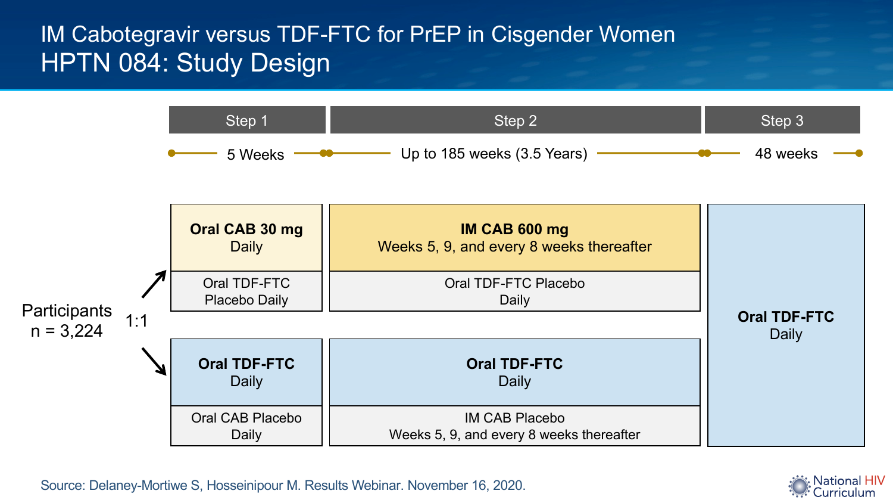# IM Cabotegravir versus TDF-FTC for PrEP in Cisgender Women
## HPTN 084: Study Design

| | Step 1 | Step 2 | Step 3 |
|---|---|---|---|
| | 5 Weeks | Up to 185 weeks (3.5 Years) | 48 weeks |
| Participants n = 3,224 (1:1) | **Oral CAB 30 mg** Daily; Oral TDF-FTC Placebo Daily | **IM CAB 600 mg** Weeks 5, 9, and every 8 weeks thereafter; Oral TDF-FTC Placebo Daily | **Oral TDF-FTC** Daily |
| | **Oral TDF-FTC** Daily; Oral CAB Placebo Daily | **Oral TDF-FTC** Daily; IM CAB Placebo Weeks 5, 9, and every 8 weeks thereafter | |

Source: Delaney-Mortiwe S, Hosseinipour M. Results Webinar. November 16, 2020.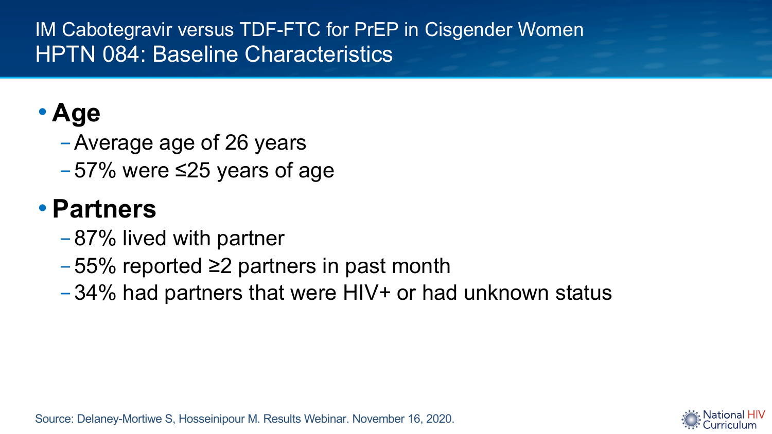# IM Cabotegravir versus TDF-FTC for PrEP in Cisgender Women
## HPTN 084: Baseline Characteristics

- **Age**
  - Average age of 26 years
  - 57% were ≤25 years of age
- **Partners**
  - 87% lived with partner
  - 55% reported ≥2 partners in past month
  - 34% had partners that were HIV+ or had unknown status

Source: Delaney-Mortiwe S, Hosseinipour M. Results Webinar. November 16, 2020.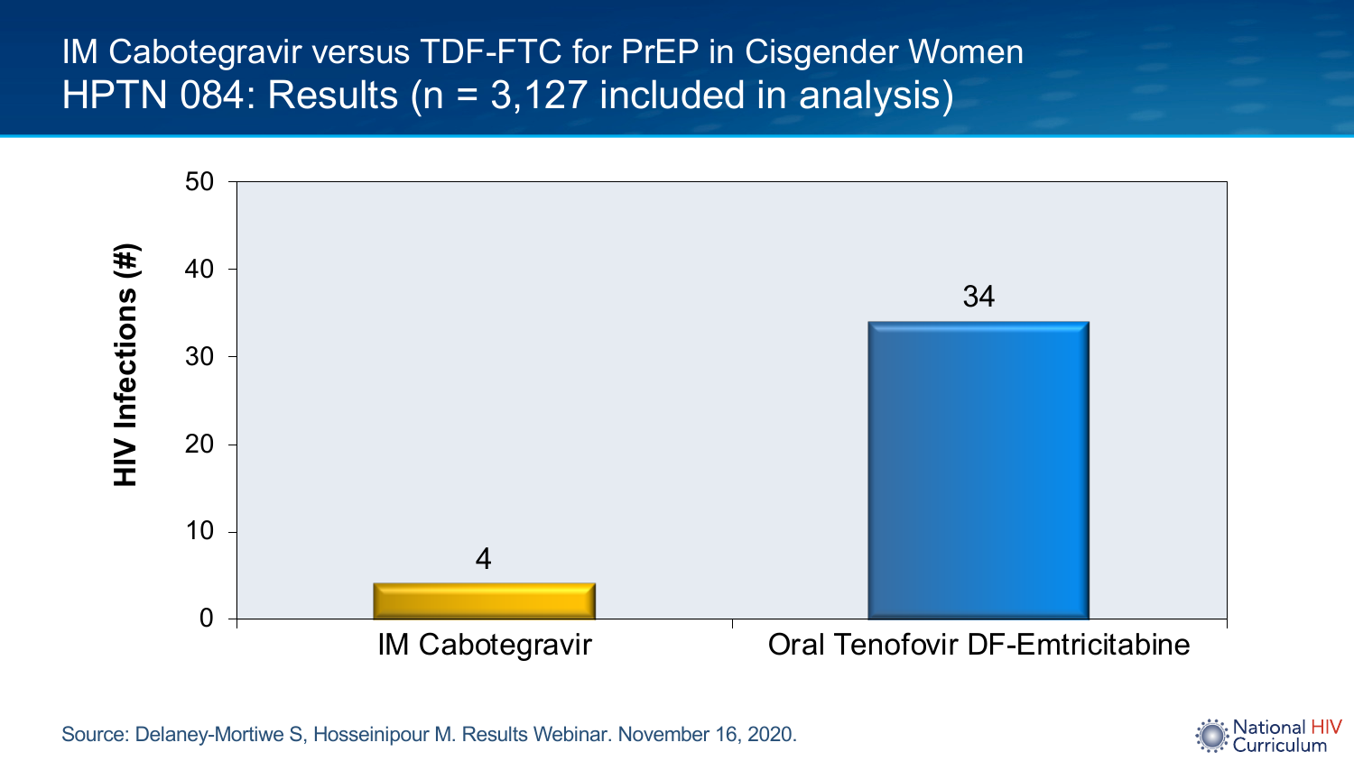# IM Cabotegravir versus TDF-FTC for PrEP in Cisgender Women

## HPTN 084: Results (n = 3,127 included in analysis)

HIV Infections (#)

50

40

30

20

10

0

4

34

IM Cabotegravir

Oral Tenofovir DF-Emtricitabine

Source: Delaney-Mortiwe S, Hosseinipour M. Results Webinar. November 16, 2020.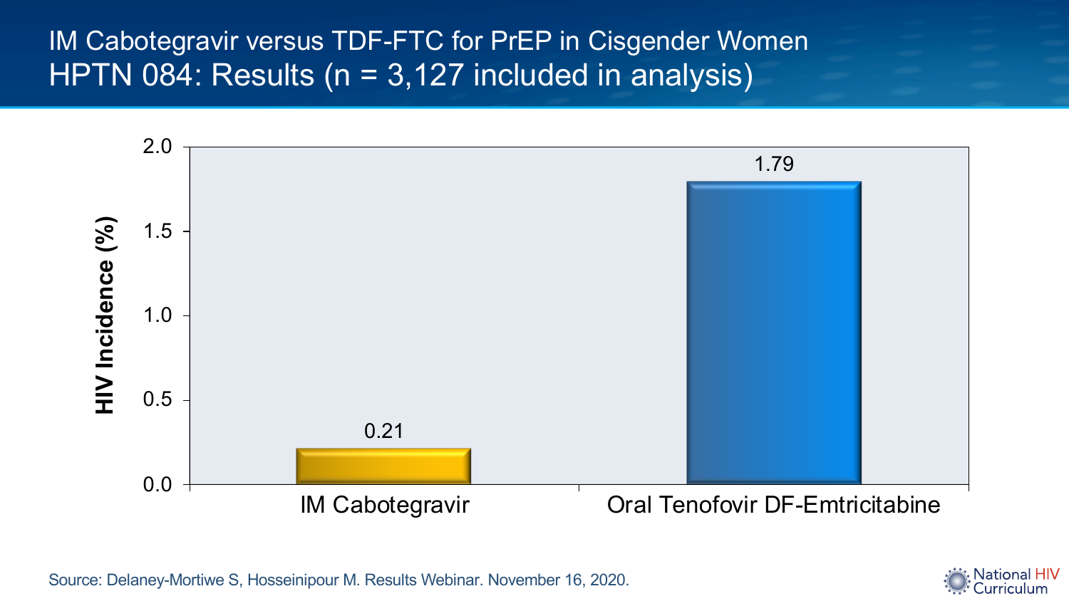# IM Cabotegravir versus TDF-FTC for PrEP in Cisgender Women

## HPTN 084: Results (n = 3,127 included in analysis)

HIV Incidence (%)

2.0
1.5
1.0
0.5
0.0

0.21
1.79

IM Cabotegravir
Oral Tenofovir DF-Emtricitabine

Source: Delaney-Mortiwe S, Hosseinipour M. Results Webinar. November 16, 2020.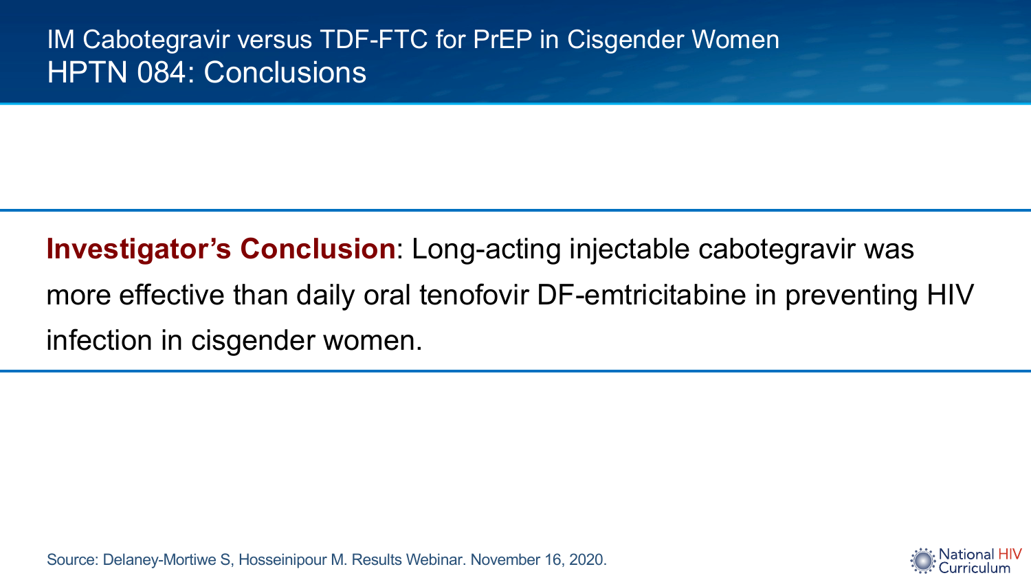# IM Cabotegravir versus TDF-FTC for PrEP in Cisgender Women
## HPTN 084: Conclusions

**Investigator's Conclusion**: Long-acting injectable cabotegravir was more effective than daily oral tenofovir DF-emtricitabine in preventing HIV infection in cisgender women.

Source: Delaney-Mortiwe S, Hosseinipour M. Results Webinar. November 16, 2020.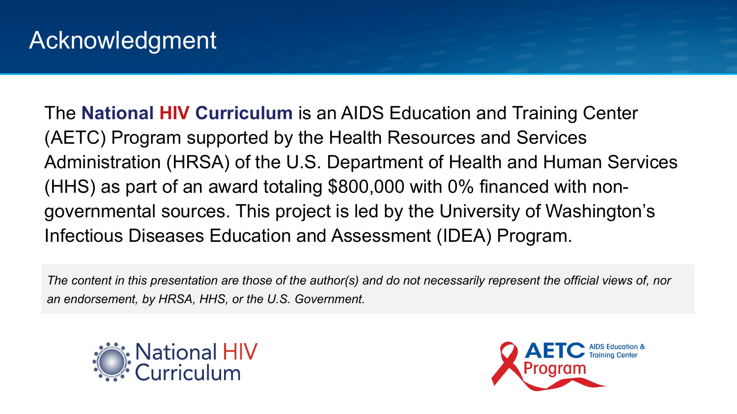# Acknowledgment

The **National HIV Curriculum** is an AIDS Education and Training Center (AETC) Program supported by the Health Resources and Services Administration (HRSA) of the U.S. Department of Health and Human Services (HHS) as part of an award totaling $800,000 with 0% financed with non-governmental sources. This project is led by the University of Washington's Infectious Diseases Education and Assessment (IDEA) Program.

*The content in this presentation are those of the author(s) and do not necessarily represent the official views of, nor an endorsement, by HRSA, HHS, or the U.S. Government.*

National HIV Curriculum

AETC Program AIDS Education & Training Center